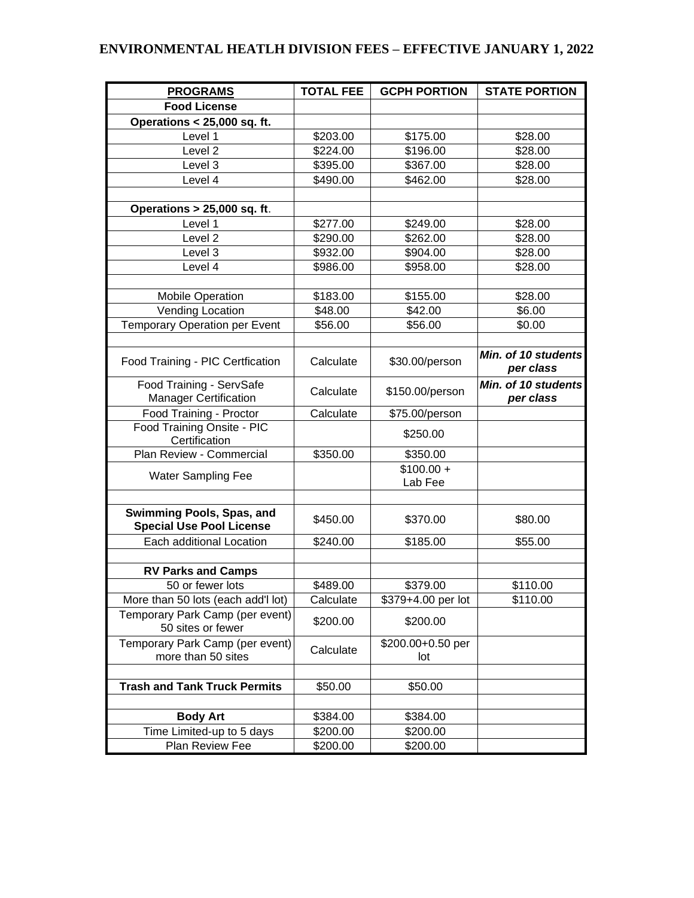# ENVIRONMENTAL HEATLH DIVISION FEES – EFFECTIVE JANUARY 1, 2022

| PROGRAMS | TOTAL FEE | GCPH PORTION | STATE PORTION |
|---|---|---|---|
| **Food License** | | | |
| **Operations < 25,000 sq. ft.** | | | |
| Level 1 | $203.00 | $175.00 | $28.00 |
| Level 2 | $224.00 | $196.00 | $28.00 |
| Level 3 | $395.00 | $367.00 | $28.00 |
| Level 4 | $490.00 | $462.00 | $28.00 |
| | | | |
| **Operations > 25,000 sq. ft**. | | | |
| Level 1 | $277.00 | $249.00 | $28.00 |
| Level 2 | $290.00 | $262.00 | $28.00 |
| Level 3 | $932.00 | $904.00 | $28.00 |
| Level 4 | $986.00 | $958.00 | $28.00 |
| | | | |
| Mobile Operation | $183.00 | $155.00 | $28.00 |
| Vending Location | $48.00 | $42.00 | $6.00 |
| Temporary Operation per Event | $56.00 | $56.00 | $0.00 |
| | | | |
| Food Training - PIC Certfication | Calculate | $30.00/person | ***Min. of 10 students per class*** |
| Food Training - ServSafe Manager Certification | Calculate | $150.00/person | ***Min. of 10 students per class*** |
| Food Training - Proctor | Calculate | $75.00/person | |
| Food Training Onsite - PIC Certification | | $250.00 | |
| Plan Review - Commercial | $350.00 | $350.00 | |
| Water Sampling Fee | | $100.00 + Lab Fee | |
| | | | |
| **Swimming Pools, Spas, and Special Use Pool License** | $450.00 | $370.00 | $80.00 |
| Each additional Location | $240.00 | $185.00 | $55.00 |
| | | | |
| **RV Parks and Camps** | | | |
| 50 or fewer lots | $489.00 | $379.00 | $110.00 |
| More than 50 lots (each add'l lot) | Calculate | $379+4.00 per lot | $110.00 |
| Temporary Park Camp (per event) 50 sites or fewer | $200.00 | $200.00 | |
| Temporary Park Camp (per event) more than 50 sites | Calculate | $200.00+0.50 per lot | |
| | | | |
| **Trash and Tank Truck Permits** | $50.00 | $50.00 | |
| | | | |
| **Body Art** | $384.00 | $384.00 | |
| Time Limited-up to 5 days | $200.00 | $200.00 | |
| Plan Review Fee | $200.00 | $200.00 | |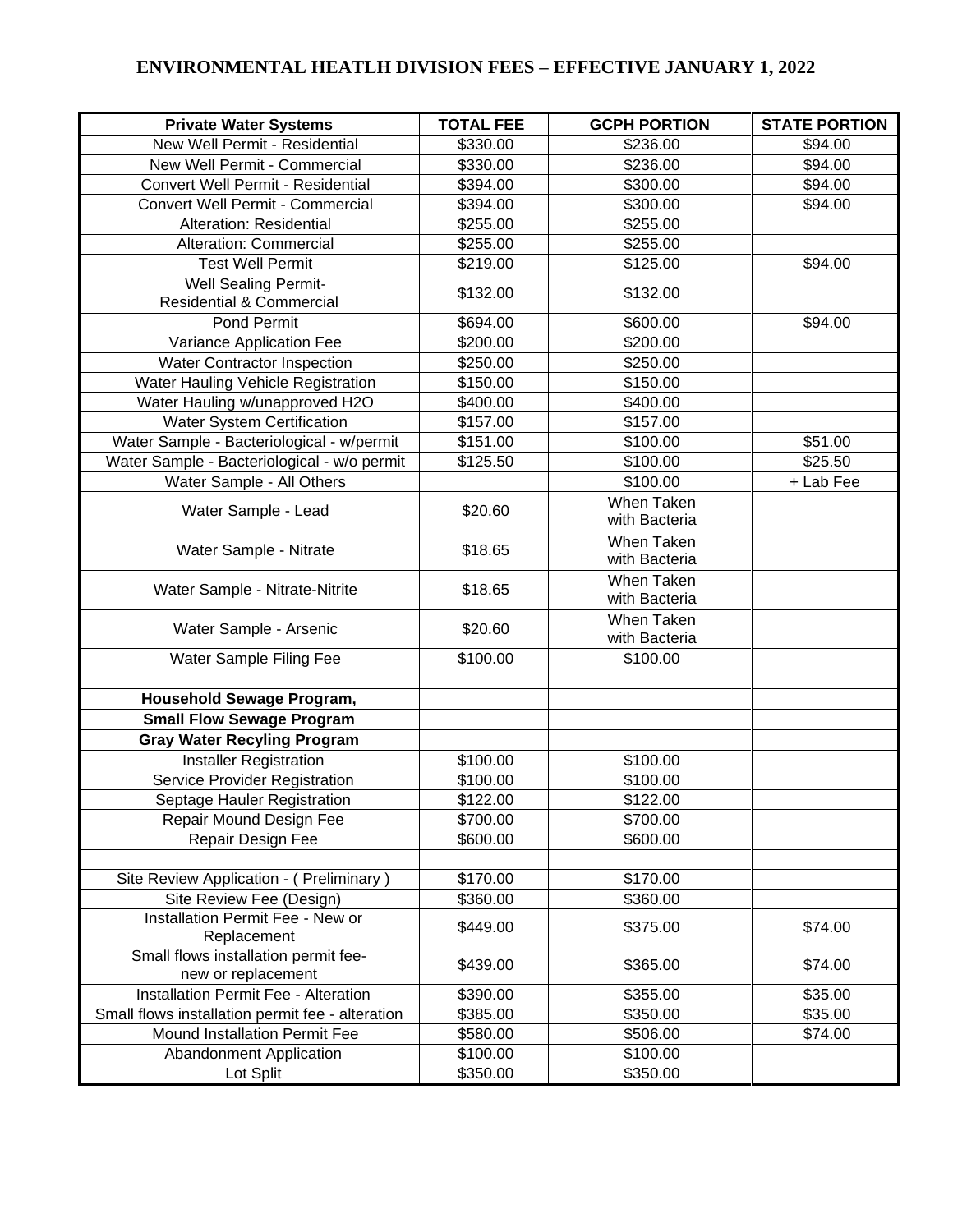## ENVIRONMENTAL HEATLH DIVISION FEES – EFFECTIVE JANUARY 1, 2022

| Private Water Systems | TOTAL FEE | GCPH PORTION | STATE PORTION |
|---|---|---|---|
| New Well Permit - Residential | $330.00 | $236.00 | $94.00 |
| New Well Permit - Commercial | $330.00 | $236.00 | $94.00 |
| Convert Well Permit - Residential | $394.00 | $300.00 | $94.00 |
| Convert Well Permit - Commercial | $394.00 | $300.00 | $94.00 |
| Alteration: Residential | $255.00 | $255.00 | |
| Alteration: Commercial | $255.00 | $255.00 | |
| Test Well Permit | $219.00 | $125.00 | $94.00 |
| Well Sealing Permit- Residential & Commercial | $132.00 | $132.00 | |
| Pond Permit | $694.00 | $600.00 | $94.00 |
| Variance Application Fee | $200.00 | $200.00 | |
| Water Contractor Inspection | $250.00 | $250.00 | |
| Water Hauling Vehicle Registration | $150.00 | $150.00 | |
| Water Hauling w/unapproved H2O | $400.00 | $400.00 | |
| Water System Certification | $157.00 | $157.00 | |
| Water Sample - Bacteriological - w/permit | $151.00 | $100.00 | $51.00 |
| Water Sample - Bacteriological - w/o permit | $125.50 | $100.00 | $25.50 |
| Water Sample - All Others | | $100.00 | + Lab Fee |
| Water Sample - Lead | $20.60 | When Taken with Bacteria | |
| Water Sample - Nitrate | $18.65 | When Taken with Bacteria | |
| Water Sample - Nitrate-Nitrite | $18.65 | When Taken with Bacteria | |
| Water Sample - Arsenic | $20.60 | When Taken with Bacteria | |
| Water Sample Filing Fee | $100.00 | $100.00 | |
| | | | |
| **Household Sewage Program,** | | | |
| **Small Flow Sewage Program** | | | |
| **Gray Water Recyling Program** | | | |
| Installer Registration | $100.00 | $100.00 | |
| Service Provider Registration | $100.00 | $100.00 | |
| Septage Hauler Registration | $122.00 | $122.00 | |
| Repair Mound Design Fee | $700.00 | $700.00 | |
| Repair Design Fee | $600.00 | $600.00 | |
| | | | |
| Site Review Application - ( Preliminary ) | $170.00 | $170.00 | |
| Site Review Fee (Design) | $360.00 | $360.00 | |
| Installation Permit Fee - New or Replacement | $449.00 | $375.00 | $74.00 |
| Small flows installation permit fee- new or replacement | $439.00 | $365.00 | $74.00 |
| Installation Permit Fee - Alteration | $390.00 | $355.00 | $35.00 |
| Small flows installation permit fee - alteration | $385.00 | $350.00 | $35.00 |
| Mound Installation Permit Fee | $580.00 | $506.00 | $74.00 |
| Abandonment Application | $100.00 | $100.00 | |
| Lot Split | $350.00 | $350.00 | |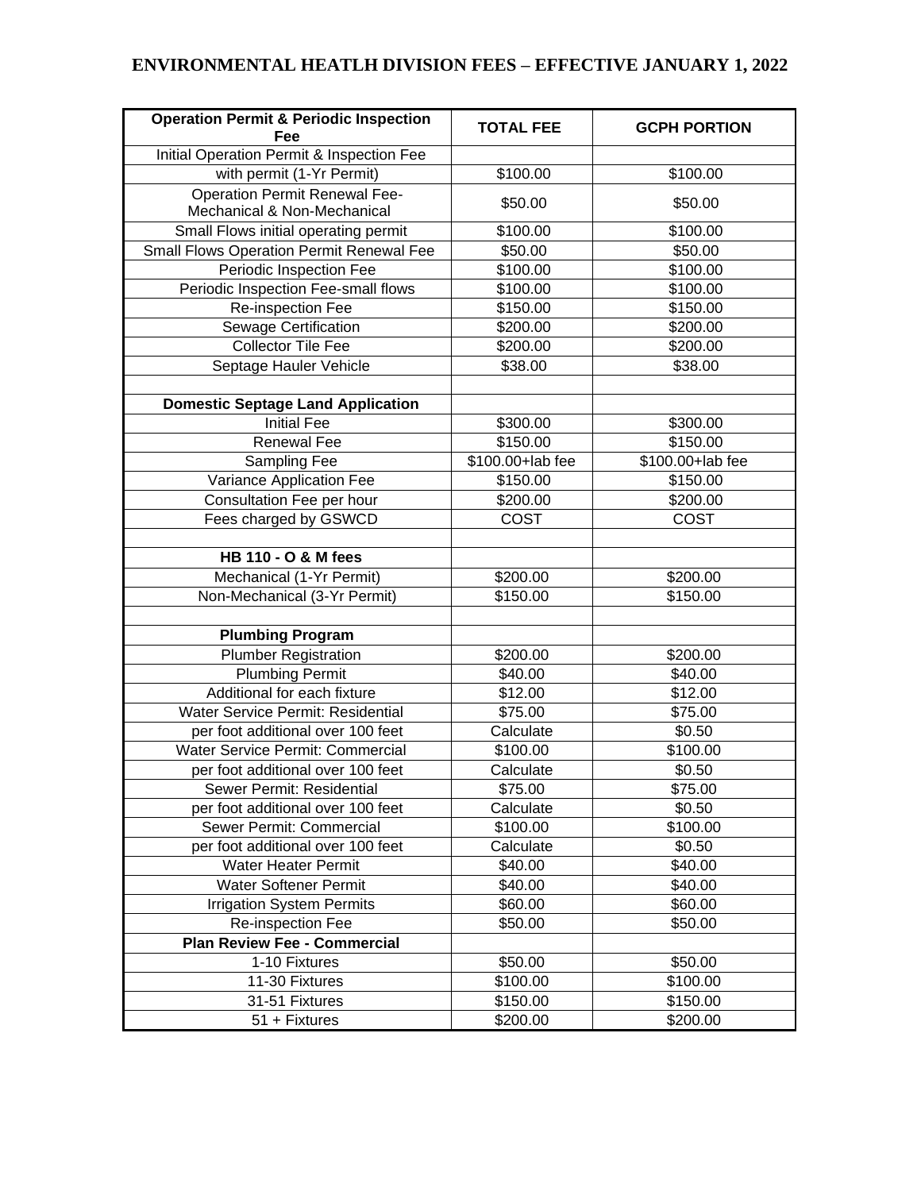# ENVIRONMENTAL HEATLH DIVISION FEES – EFFECTIVE JANUARY 1, 2022

| **Operation Permit & Periodic Inspection Fee** | **TOTAL FEE** | **GCPH PORTION** |
|---|---|---|
| Initial Operation Permit & Inspection Fee | | |
| with permit (1-Yr Permit) | $100.00 | $100.00 |
| Operation Permit Renewal Fee- Mechanical & Non-Mechanical | $50.00 | $50.00 |
| Small Flows initial operating permit | $100.00 | $100.00 |
| Small Flows Operation Permit Renewal Fee | $50.00 | $50.00 |
| Periodic Inspection Fee | $100.00 | $100.00 |
| Periodic Inspection Fee-small flows | $100.00 | $100.00 |
| Re-inspection Fee | $150.00 | $150.00 |
| Sewage Certification | $200.00 | $200.00 |
| Collector Tile Fee | $200.00 | $200.00 |
| Septage Hauler Vehicle | $38.00 | $38.00 |
| | | |
| **Domestic Septage Land Application** | | |
| Initial Fee | $300.00 | $300.00 |
| Renewal Fee | $150.00 | $150.00 |
| Sampling Fee | $100.00+lab fee | $100.00+lab fee |
| Variance Application Fee | $150.00 | $150.00 |
| Consultation Fee per hour | $200.00 | $200.00 |
| Fees charged by GSWCD | COST | COST |
| | | |
| **HB 110 - O & M fees** | | |
| Mechanical (1-Yr Permit) | $200.00 | $200.00 |
| Non-Mechanical (3-Yr Permit) | $150.00 | $150.00 |
| | | |
| **Plumbing Program** | | |
| Plumber Registration | $200.00 | $200.00 |
| Plumbing Permit | $40.00 | $40.00 |
| Additional for each fixture | $12.00 | $12.00 |
| Water Service Permit: Residential | $75.00 | $75.00 |
| per foot additional over 100 feet | Calculate | $0.50 |
| Water Service Permit: Commercial | $100.00 | $100.00 |
| per foot additional over 100 feet | Calculate | $0.50 |
| Sewer Permit: Residential | $75.00 | $75.00 |
| per foot additional over 100 feet | Calculate | $0.50 |
| Sewer Permit: Commercial | $100.00 | $100.00 |
| per foot additional over 100 feet | Calculate | $0.50 |
| Water Heater Permit | $40.00 | $40.00 |
| Water Softener Permit | $40.00 | $40.00 |
| Irrigation System Permits | $60.00 | $60.00 |
| Re-inspection Fee | $50.00 | $50.00 |
| **Plan Review Fee - Commercial** | | |
| 1-10 Fixtures | $50.00 | $50.00 |
| 11-30 Fixtures | $100.00 | $100.00 |
| 31-51 Fixtures | $150.00 | $150.00 |
| 51 + Fixtures | $200.00 | $200.00 |